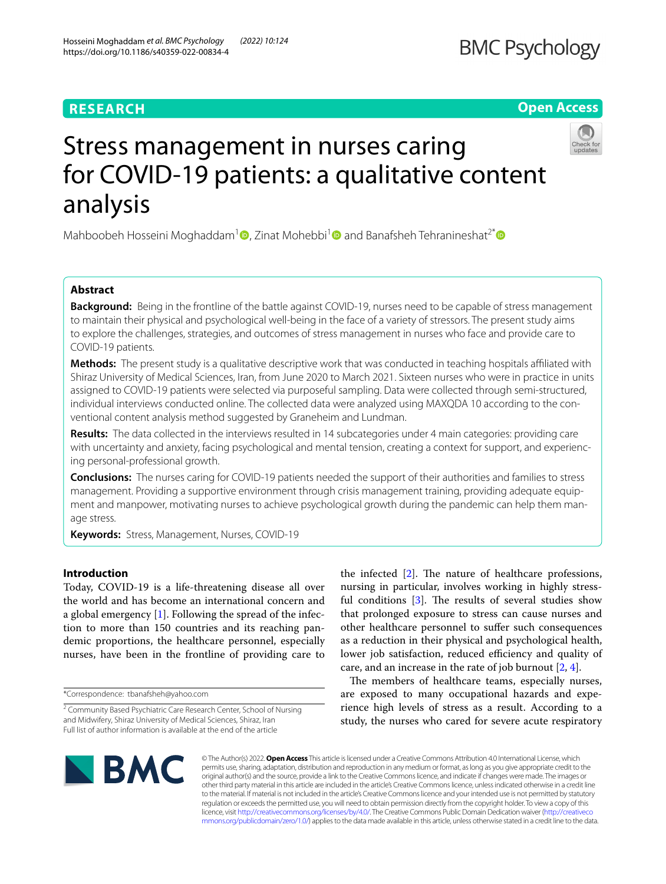# Stress management in nurses caring for COVID-19 patients: a qualitative content analysis

Mahboobeh Hosseini Moghaddam[1], Zinat Mohebbi[1] and Banafsheh Tehranineshat[2*]

## Abstract

**Background:** Being in the frontline of the battle against COVID-19, nurses need to be capable of stress management to maintain their physical and psychological well-being in the face of a variety of stressors. The present study aims to explore the challenges, strategies, and outcomes of stress management in nurses who face and provide care to COVID-19 patients.

**Methods:** The present study is a qualitative descriptive work that was conducted in teaching hospitals affiliated with Shiraz University of Medical Sciences, Iran, from June 2020 to March 2021. Sixteen nurses who were in practice in units assigned to COVID-19 patients were selected via purposeful sampling. Data were collected through semi-structured, individual interviews conducted online. The collected data were analyzed using MAXQDA 10 according to the conventional content analysis method suggested by Graneheim and Lundman.

**Results:** The data collected in the interviews resulted in 14 subcategories under 4 main categories: providing care with uncertainty and anxiety, facing psychological and mental tension, creating a context for support, and experiencing personal-professional growth.

**Conclusions:** The nurses caring for COVID-19 patients needed the support of their authorities and families to stress management. Providing a supportive environment through crisis management training, providing adequate equipment and manpower, motivating nurses to achieve psychological growth during the pandemic can help them manage stress.

**Keywords:** Stress, Management, Nurses, COVID-19

## Introduction

Today, COVID-19 is a life-threatening disease all over the world and has become an international concern and a global emergency [1]. Following the spread of the infection to more than 150 countries and its reaching pandemic proportions, the healthcare personnel, especially nurses, have been in the frontline of providing care to the infected [2]. The nature of healthcare professions, nursing in particular, involves working in highly stressful conditions [3]. The results of several studies show that prolonged exposure to stress can cause nurses and other healthcare personnel to suffer such consequences as a reduction in their physical and psychological health, lower job satisfaction, reduced efficiency and quality of care, and an increase in the rate of job burnout [2, 4].

The members of healthcare teams, especially nurses, are exposed to many occupational hazards and experience high levels of stress as a result. According to a study, the nurses who cared for severe acute respiratory

*Correspondence: tbanafsheh@yahoo.com

[2] Community Based Psychiatric Care Research Center, School of Nursing and Midwifery, Shiraz University of Medical Sciences, Shiraz, Iran
Full list of author information is available at the end of the article

© The Author(s) 2022. **Open Access** This article is licensed under a Creative Commons Attribution 4.0 International License, which permits use, sharing, adaptation, distribution and reproduction in any medium or format, as long as you give appropriate credit to the original author(s) and the source, provide a link to the Creative Commons licence, and indicate if changes were made. The images or other third party material in this article are included in the article's Creative Commons licence, unless indicated otherwise in a credit line to the material. If material is not included in the article's Creative Commons licence and your intended use is not permitted by statutory regulation or exceeds the permitted use, you will need to obtain permission directly from the copyright holder. To view a copy of this licence, visit http://creativecommons.org/licenses/by/4.0/. The Creative Commons Public Domain Dedication waiver (http://creativecommons.org/publicdomain/zero/1.0/) applies to the data made available in this article, unless otherwise stated in a credit line to the data.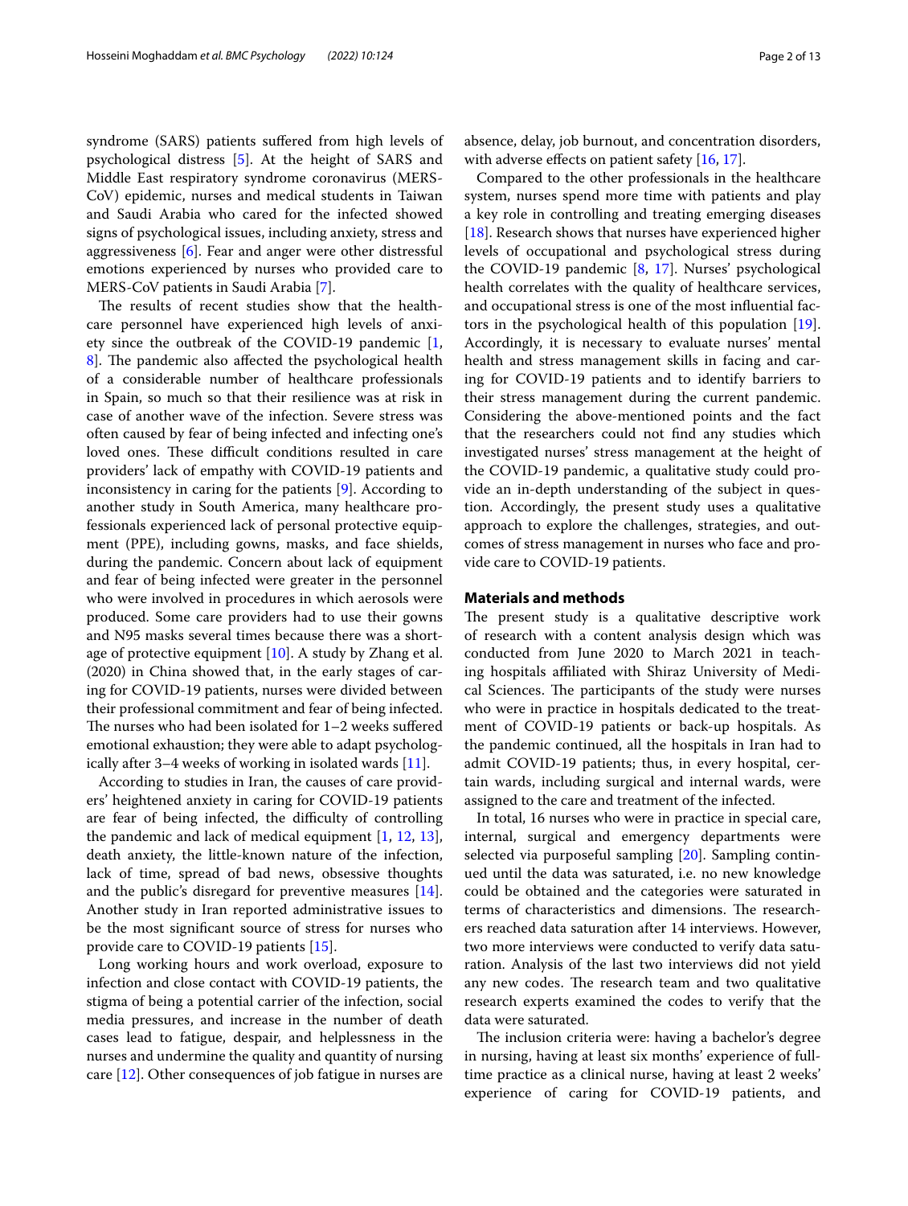syndrome (SARS) patients suffered from high levels of psychological distress [5]. At the height of SARS and Middle East respiratory syndrome coronavirus (MERS-CoV) epidemic, nurses and medical students in Taiwan and Saudi Arabia who cared for the infected showed signs of psychological issues, including anxiety, stress and aggressiveness [6]. Fear and anger were other distressful emotions experienced by nurses who provided care to MERS-CoV patients in Saudi Arabia [7].

The results of recent studies show that the healthcare personnel have experienced high levels of anxiety since the outbreak of the COVID-19 pandemic [1, 8]. The pandemic also affected the psychological health of a considerable number of healthcare professionals in Spain, so much so that their resilience was at risk in case of another wave of the infection. Severe stress was often caused by fear of being infected and infecting one's loved ones. These difficult conditions resulted in care providers' lack of empathy with COVID-19 patients and inconsistency in caring for the patients [9]. According to another study in South America, many healthcare professionals experienced lack of personal protective equipment (PPE), including gowns, masks, and face shields, during the pandemic. Concern about lack of equipment and fear of being infected were greater in the personnel who were involved in procedures in which aerosols were produced. Some care providers had to use their gowns and N95 masks several times because there was a shortage of protective equipment [10]. A study by Zhang et al. (2020) in China showed that, in the early stages of caring for COVID-19 patients, nurses were divided between their professional commitment and fear of being infected. The nurses who had been isolated for 1–2 weeks suffered emotional exhaustion; they were able to adapt psychologically after 3–4 weeks of working in isolated wards [11].

According to studies in Iran, the causes of care providers' heightened anxiety in caring for COVID-19 patients are fear of being infected, the difficulty of controlling the pandemic and lack of medical equipment [1, 12, 13], death anxiety, the little-known nature of the infection, lack of time, spread of bad news, obsessive thoughts and the public's disregard for preventive measures [14]. Another study in Iran reported administrative issues to be the most significant source of stress for nurses who provide care to COVID-19 patients [15].

Long working hours and work overload, exposure to infection and close contact with COVID-19 patients, the stigma of being a potential carrier of the infection, social media pressures, and increase in the number of death cases lead to fatigue, despair, and helplessness in the nurses and undermine the quality and quantity of nursing care [12]. Other consequences of job fatigue in nurses are absence, delay, job burnout, and concentration disorders, with adverse effects on patient safety [16, 17].

Compared to the other professionals in the healthcare system, nurses spend more time with patients and play a key role in controlling and treating emerging diseases [18]. Research shows that nurses have experienced higher levels of occupational and psychological stress during the COVID-19 pandemic [8, 17]. Nurses' psychological health correlates with the quality of healthcare services, and occupational stress is one of the most influential factors in the psychological health of this population [19]. Accordingly, it is necessary to evaluate nurses' mental health and stress management skills in facing and caring for COVID-19 patients and to identify barriers to their stress management during the current pandemic. Considering the above-mentioned points and the fact that the researchers could not find any studies which investigated nurses' stress management at the height of the COVID-19 pandemic, a qualitative study could provide an in-depth understanding of the subject in question. Accordingly, the present study uses a qualitative approach to explore the challenges, strategies, and outcomes of stress management in nurses who face and provide care to COVID-19 patients.

## Materials and methods

The present study is a qualitative descriptive work of research with a content analysis design which was conducted from June 2020 to March 2021 in teaching hospitals affiliated with Shiraz University of Medical Sciences. The participants of the study were nurses who were in practice in hospitals dedicated to the treatment of COVID-19 patients or back-up hospitals. As the pandemic continued, all the hospitals in Iran had to admit COVID-19 patients; thus, in every hospital, certain wards, including surgical and internal wards, were assigned to the care and treatment of the infected.

In total, 16 nurses who were in practice in special care, internal, surgical and emergency departments were selected via purposeful sampling [20]. Sampling continued until the data was saturated, i.e. no new knowledge could be obtained and the categories were saturated in terms of characteristics and dimensions. The researchers reached data saturation after 14 interviews. However, two more interviews were conducted to verify data saturation. Analysis of the last two interviews did not yield any new codes. The research team and two qualitative research experts examined the codes to verify that the data were saturated.

The inclusion criteria were: having a bachelor's degree in nursing, having at least six months' experience of full-time practice as a clinical nurse, having at least 2 weeks' experience of caring for COVID-19 patients, and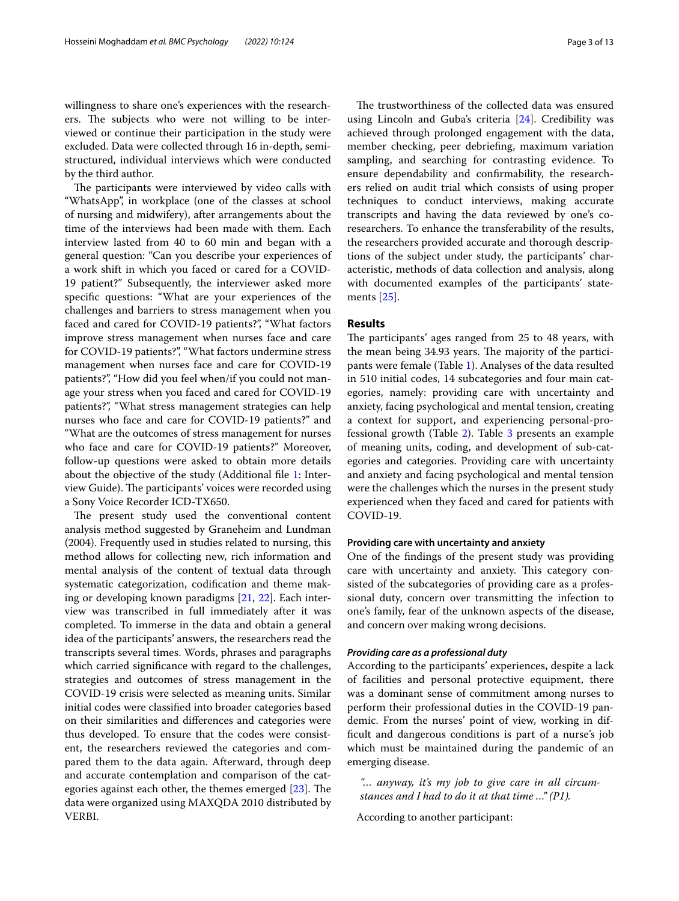willingness to share one's experiences with the researchers. The subjects who were not willing to be interviewed or continue their participation in the study were excluded. Data were collected through 16 in-depth, semi-structured, individual interviews which were conducted by the third author.

The participants were interviewed by video calls with "WhatsApp", in workplace (one of the classes at school of nursing and midwifery), after arrangements about the time of the interviews had been made with them. Each interview lasted from 40 to 60 min and began with a general question: "Can you describe your experiences of a work shift in which you faced or cared for a COVID-19 patient?" Subsequently, the interviewer asked more specific questions: "What are your experiences of the challenges and barriers to stress management when you faced and cared for COVID-19 patients?", "What factors improve stress management when nurses face and care for COVID-19 patients?", "What factors undermine stress management when nurses face and care for COVID-19 patients?", "How did you feel when/if you could not manage your stress when you faced and cared for COVID-19 patients?", "What stress management strategies can help nurses who face and care for COVID-19 patients?" and "What are the outcomes of stress management for nurses who face and care for COVID-19 patients?" Moreover, follow-up questions were asked to obtain more details about the objective of the study (Additional file 1: Interview Guide). The participants' voices were recorded using a Sony Voice Recorder ICD-TX650.

The present study used the conventional content analysis method suggested by Graneheim and Lundman (2004). Frequently used in studies related to nursing, this method allows for collecting new, rich information and mental analysis of the content of textual data through systematic categorization, codification and theme making or developing known paradigms [21, 22]. Each interview was transcribed in full immediately after it was completed. To immerse in the data and obtain a general idea of the participants' answers, the researchers read the transcripts several times. Words, phrases and paragraphs which carried significance with regard to the challenges, strategies and outcomes of stress management in the COVID-19 crisis were selected as meaning units. Similar initial codes were classified into broader categories based on their similarities and differences and categories were thus developed. To ensure that the codes were consistent, the researchers reviewed the categories and compared them to the data again. Afterward, through deep and accurate contemplation and comparison of the categories against each other, the themes emerged [23]. The data were organized using MAXQDA 2010 distributed by VERBI.

The trustworthiness of the collected data was ensured using Lincoln and Guba's criteria [24]. Credibility was achieved through prolonged engagement with the data, member checking, peer debriefing, maximum variation sampling, and searching for contrasting evidence. To ensure dependability and confirmability, the researchers relied on audit trial which consists of using proper techniques to conduct interviews, making accurate transcripts and having the data reviewed by one's co-researchers. To enhance the transferability of the results, the researchers provided accurate and thorough descriptions of the subject under study, the participants' characteristic, methods of data collection and analysis, along with documented examples of the participants' statements [25].

## Results

The participants' ages ranged from 25 to 48 years, with the mean being 34.93 years. The majority of the participants were female (Table 1). Analyses of the data resulted in 510 initial codes, 14 subcategories and four main categories, namely: providing care with uncertainty and anxiety, facing psychological and mental tension, creating a context for support, and experiencing personal-professional growth (Table 2). Table 3 presents an example of meaning units, coding, and development of sub-categories and categories. Providing care with uncertainty and anxiety and facing psychological and mental tension were the challenges which the nurses in the present study experienced when they faced and cared for patients with COVID-19.

### Providing care with uncertainty and anxiety

One of the findings of the present study was providing care with uncertainty and anxiety. This category consisted of the subcategories of providing care as a professional duty, concern over transmitting the infection to one's family, fear of the unknown aspects of the disease, and concern over making wrong decisions.

#### *Providing care as a professional duty*

According to the participants' experiences, despite a lack of facilities and personal protective equipment, there was a dominant sense of commitment among nurses to perform their professional duties in the COVID-19 pandemic. From the nurses' point of view, working in difficult and dangerous conditions is part of a nurse's job which must be maintained during the pandemic of an emerging disease.

*"... anyway, it's my job to give care in all circumstances and I had to do it at that time ..." (P1).*

According to another participant: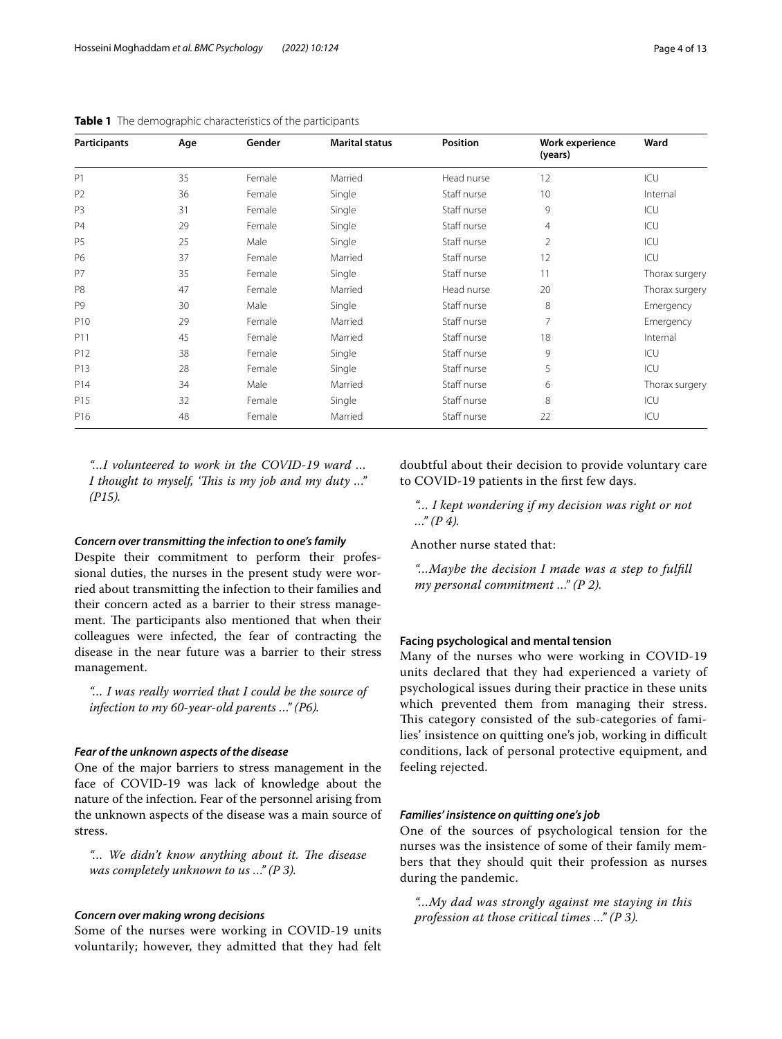**Table 1** The demographic characteristics of the participants

| Participants | Age | Gender | Marital status | Position | Work experience (years) | Ward |
|---|---|---|---|---|---|---|
| P1 | 35 | Female | Married | Head nurse | 12 | ICU |
| P2 | 36 | Female | Single | Staff nurse | 10 | Internal |
| P3 | 31 | Female | Single | Staff nurse | 9 | ICU |
| P4 | 29 | Female | Single | Staff nurse | 4 | ICU |
| P5 | 25 | Male | Single | Staff nurse | 2 | ICU |
| P6 | 37 | Female | Married | Staff nurse | 12 | ICU |
| P7 | 35 | Female | Single | Staff nurse | 11 | Thorax surgery |
| P8 | 47 | Female | Married | Head nurse | 20 | Thorax surgery |
| P9 | 30 | Male | Single | Staff nurse | 8 | Emergency |
| P10 | 29 | Female | Married | Staff nurse | 7 | Emergency |
| P11 | 45 | Female | Married | Staff nurse | 18 | Internal |
| P12 | 38 | Female | Single | Staff nurse | 9 | ICU |
| P13 | 28 | Female | Single | Staff nurse | 5 | ICU |
| P14 | 34 | Male | Married | Staff nurse | 6 | Thorax surgery |
| P15 | 32 | Female | Single | Staff nurse | 8 | ICU |
| P16 | 48 | Female | Married | Staff nurse | 22 | ICU |

> *"...I volunteered to work in the COVID-19 ward ... I thought to myself, 'This is my job and my duty ...'" (P15).*

#### *Concern over transmitting the infection to one's family*

Despite their commitment to perform their professional duties, the nurses in the present study were worried about transmitting the infection to their families and their concern acted as a barrier to their stress management. The participants also mentioned that when their colleagues were infected, the fear of contracting the disease in the near future was a barrier to their stress management.

> *"... I was really worried that I could be the source of infection to my 60-year-old parents ..." (P6).*

#### *Fear of the unknown aspects of the disease*

One of the major barriers to stress management in the face of COVID-19 was lack of knowledge about the nature of the infection. Fear of the personnel arising from the unknown aspects of the disease was a main source of stress.

> *"... We didn't know anything about it. The disease was completely unknown to us ..." (P 3).*

#### *Concern over making wrong decisions*

Some of the nurses were working in COVID-19 units voluntarily; however, they admitted that they had felt doubtful about their decision to provide voluntary care to COVID-19 patients in the first few days.

> *"... I kept wondering if my decision was right or not ..." (P 4).*

Another nurse stated that:

> *"...Maybe the decision I made was a step to fulfill my personal commitment ..." (P 2).*

### **Facing psychological and mental tension**

Many of the nurses who were working in COVID-19 units declared that they had experienced a variety of psychological issues during their practice in these units which prevented them from managing their stress. This category consisted of the sub-categories of families' insistence on quitting one's job, working in difficult conditions, lack of personal protective equipment, and feeling rejected.

#### *Families' insistence on quitting one's job*

One of the sources of psychological tension for the nurses was the insistence of some of their family members that they should quit their profession as nurses during the pandemic.

> *"...My dad was strongly against me staying in this profession at those critical times ..." (P 3).*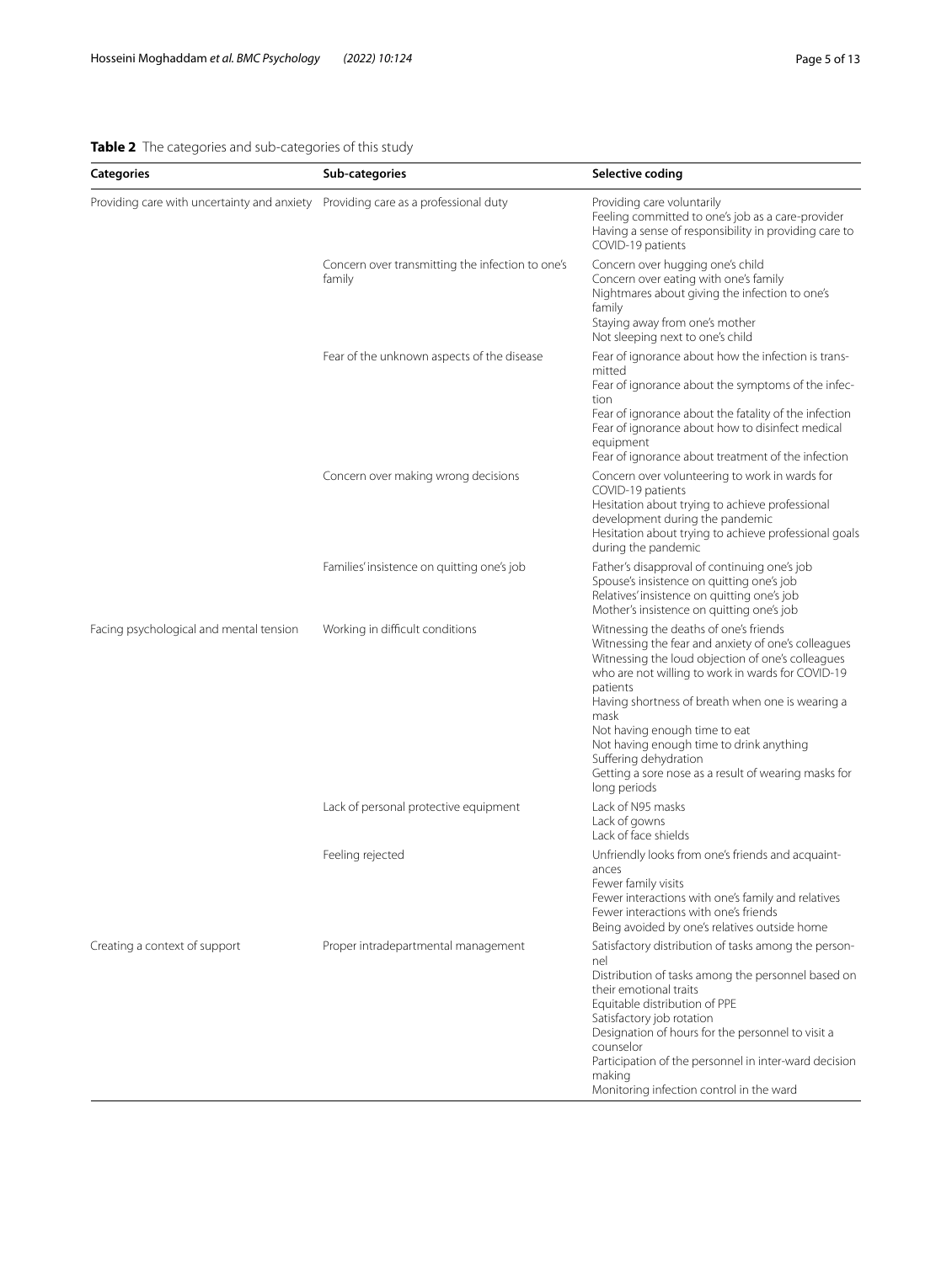**Table 2** The categories and sub-categories of this study

| Categories | Sub-categories | Selective coding |
|---|---|---|
| Providing care with uncertainty and anxiety | Providing care as a professional duty | Providing care voluntarily<br>Feeling committed to one's job as a care-provider<br>Having a sense of responsibility in providing care to COVID-19 patients |
| | Concern over transmitting the infection to one's family | Concern over hugging one's child<br>Concern over eating with one's family<br>Nightmares about giving the infection to one's family<br>Staying away from one's mother<br>Not sleeping next to one's child |
| | Fear of the unknown aspects of the disease | Fear of ignorance about how the infection is transmitted<br>Fear of ignorance about the symptoms of the infection<br>Fear of ignorance about the fatality of the infection<br>Fear of ignorance about how to disinfect medical equipment<br>Fear of ignorance about treatment of the infection |
| | Concern over making wrong decisions | Concern over volunteering to work in wards for COVID-19 patients<br>Hesitation about trying to achieve professional development during the pandemic<br>Hesitation about trying to achieve professional goals during the pandemic |
| | Families' insistence on quitting one's job | Father's disapproval of continuing one's job<br>Spouse's insistence on quitting one's job<br>Relatives' insistence on quitting one's job<br>Mother's insistence on quitting one's job |
| Facing psychological and mental tension | Working in difficult conditions | Witnessing the deaths of one's friends<br>Witnessing the fear and anxiety of one's colleagues<br>Witnessing the loud objection of one's colleagues who are not willing to work in wards for COVID-19 patients<br>Having shortness of breath when one is wearing a mask<br>Not having enough time to eat<br>Not having enough time to drink anything<br>Suffering dehydration<br>Getting a sore nose as a result of wearing masks for long periods |
| | Lack of personal protective equipment | Lack of N95 masks<br>Lack of gowns<br>Lack of face shields |
| | Feeling rejected | Unfriendly looks from one's friends and acquaintances<br>Fewer family visits<br>Fewer interactions with one's family and relatives<br>Fewer interactions with one's friends<br>Being avoided by one's relatives outside home |
| Creating a context of support | Proper intradepartmental management | Satisfactory distribution of tasks among the personnel<br>Distribution of tasks among the personnel based on their emotional traits<br>Equitable distribution of PPE<br>Satisfactory job rotation<br>Designation of hours for the personnel to visit a counselor<br>Participation of the personnel in inter-ward decision making<br>Monitoring infection control in the ward |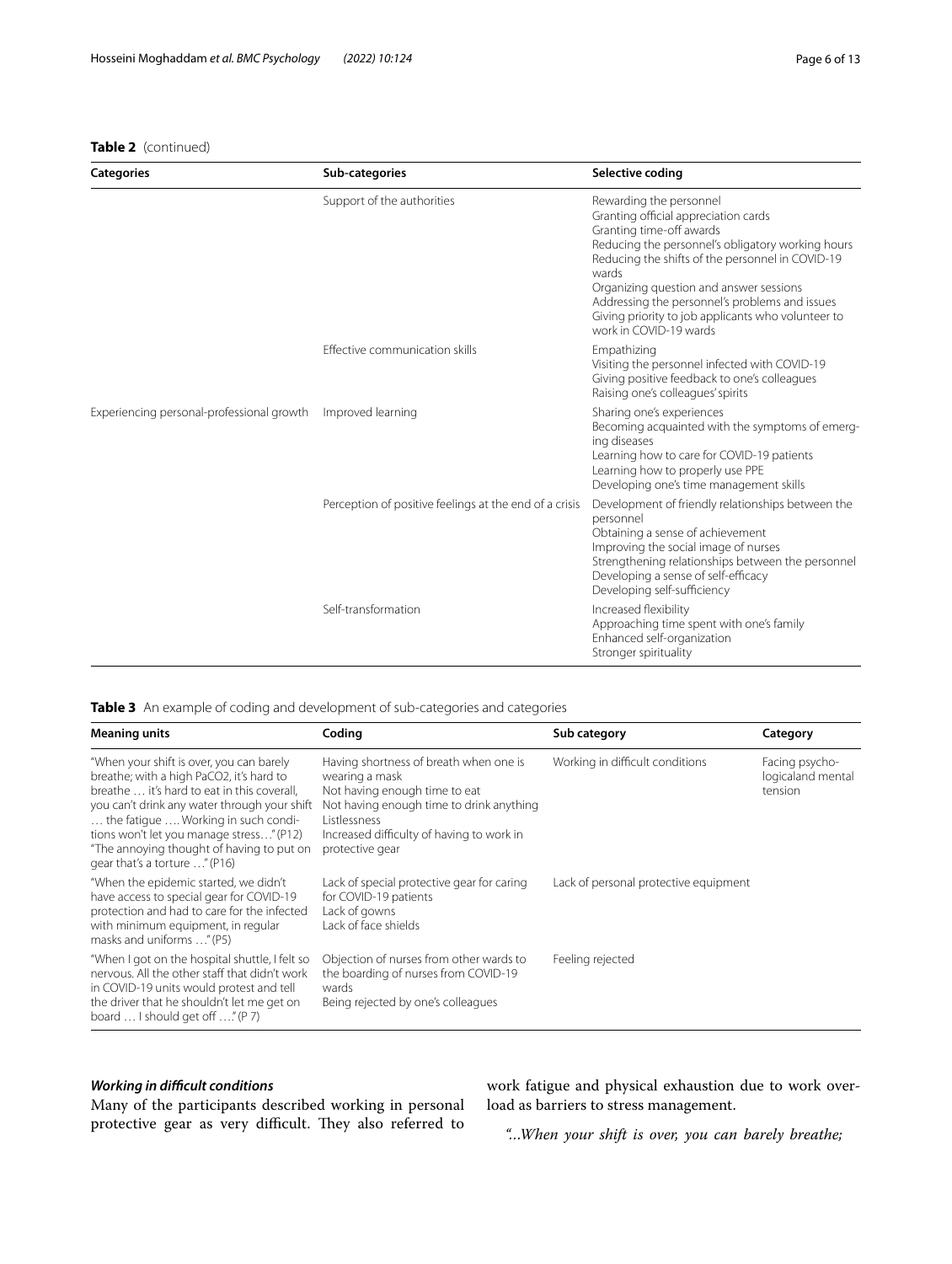**Table 2** (continued)

| Categories | Sub-categories | Selective coding |
|---|---|---|
| | Support of the authorities | Rewarding the personnel<br>Granting official appreciation cards<br>Granting time-off awards<br>Reducing the personnel's obligatory working hours<br>Reducing the shifts of the personnel in COVID-19 wards<br>Organizing question and answer sessions<br>Addressing the personnel's problems and issues<br>Giving priority to job applicants who volunteer to work in COVID-19 wards |
| | Effective communication skills | Empathizing<br>Visiting the personnel infected with COVID-19<br>Giving positive feedback to one's colleagues<br>Raising one's colleagues' spirits |
| Experiencing personal-professional growth | Improved learning | Sharing one's experiences<br>Becoming acquainted with the symptoms of emerging diseases<br>Learning how to care for COVID-19 patients<br>Learning how to properly use PPE<br>Developing one's time management skills |
| | Perception of positive feelings at the end of a crisis | Development of friendly relationships between the personnel<br>Obtaining a sense of achievement<br>Improving the social image of nurses<br>Strengthening relationships between the personnel<br>Developing a sense of self-efficacy<br>Developing self-sufficiency |
| | Self-transformation | Increased flexibility<br>Approaching time spent with one's family<br>Enhanced self-organization<br>Stronger spirituality |

**Table 3** An example of coding and development of sub-categories and categories

| Meaning units | Coding | Sub category | Category |
|---|---|---|---|
| "When your shift is over, you can barely breathe; with a high PaCO2, it's hard to breathe … it's hard to eat in this coverall, you can't drink any water through your shift … the fatigue …. Working in such conditions won't let you manage stress…" (P12)<br>"The annoying thought of having to put on gear that's a torture …" (P16) | Having shortness of breath when one is wearing a mask<br>Not having enough time to eat<br>Not having enough time to drink anything<br>Listlessness<br>Increased difficulty of having to work in protective gear | Working in difficult conditions | Facing psycho-logicaland mental tension |
| "When the epidemic started, we didn't have access to special gear for COVID-19 protection and had to care for the infected with minimum equipment, in regular masks and uniforms …" (P5) | Lack of special protective gear for caring for COVID-19 patients<br>Lack of gowns<br>Lack of face shields | Lack of personal protective equipment | |
| "When I got on the hospital shuttle, I felt so nervous. All the other staff that didn't work in COVID-19 units would protest and tell the driver that he shouldn't let me get on board … I should get off …." (P 7) | Objection of nurses from other wards to the boarding of nurses from COVID-19 wards<br>Being rejected by one's colleagues | Feeling rejected | |

### *Working in difficult conditions*

Many of the participants described working in personal protective gear as very difficult. They also referred to work fatigue and physical exhaustion due to work overload as barriers to stress management.

*"...When your shift is over, you can barely breathe;*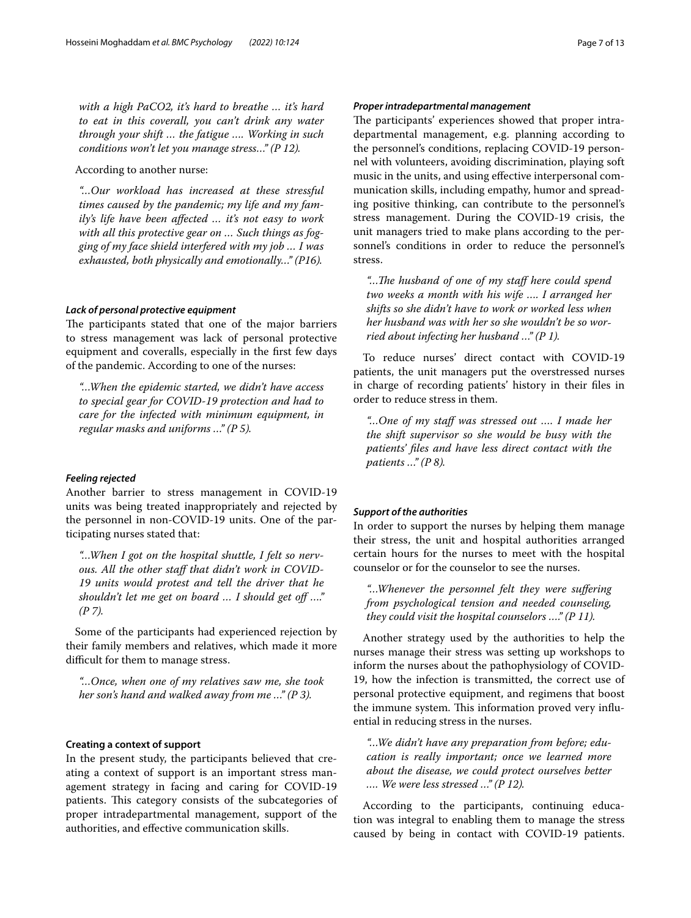*with a high PaCO2, it's hard to breathe … it's hard to eat in this coverall, you can't drink any water through your shift … the fatigue …. Working in such conditions won't let you manage stress…" (P 12).*

According to another nurse:

*"…Our workload has increased at these stressful times caused by the pandemic; my life and my family's life have been affected … it's not easy to work with all this protective gear on … Such things as fogging of my face shield interfered with my job … I was exhausted, both physically and emotionally…" (P16).*

#### *Lack of personal protective equipment*

The participants stated that one of the major barriers to stress management was lack of personal protective equipment and coveralls, especially in the first few days of the pandemic. According to one of the nurses:

*"…When the epidemic started, we didn't have access to special gear for COVID-19 protection and had to care for the infected with minimum equipment, in regular masks and uniforms …" (P 5).*

#### *Feeling rejected*

Another barrier to stress management in COVID-19 units was being treated inappropriately and rejected by the personnel in non-COVID-19 units. One of the participating nurses stated that:

*"…When I got on the hospital shuttle, I felt so nervous. All the other staff that didn't work in COVID-19 units would protest and tell the driver that he shouldn't let me get on board … I should get off …." (P 7).*

Some of the participants had experienced rejection by their family members and relatives, which made it more difficult for them to manage stress.

*"…Once, when one of my relatives saw me, she took her son's hand and walked away from me …" (P 3).*

### Creating a context of support

In the present study, the participants believed that creating a context of support is an important stress management strategy in facing and caring for COVID-19 patients. This category consists of the subcategories of proper intradepartmental management, support of the authorities, and effective communication skills.

#### *Proper intradepartmental management*

The participants' experiences showed that proper intradepartmental management, e.g. planning according to the personnel's conditions, replacing COVID-19 personnel with volunteers, avoiding discrimination, playing soft music in the units, and using effective interpersonal communication skills, including empathy, humor and spreading positive thinking, can contribute to the personnel's stress management. During the COVID-19 crisis, the unit managers tried to make plans according to the personnel's conditions in order to reduce the personnel's stress.

*"…The husband of one of my staff here could spend two weeks a month with his wife …. I arranged her shifts so she didn't have to work or worked less when her husband was with her so she wouldn't be so worried about infecting her husband …" (P 1).*

To reduce nurses' direct contact with COVID-19 patients, the unit managers put the overstressed nurses in charge of recording patients' history in their files in order to reduce stress in them.

*"…One of my staff was stressed out …. I made her the shift supervisor so she would be busy with the patients' files and have less direct contact with the patients …" (P 8).*

#### *Support of the authorities*

In order to support the nurses by helping them manage their stress, the unit and hospital authorities arranged certain hours for the nurses to meet with the hospital counselor or for the counselor to see the nurses.

*"…Whenever the personnel felt they were suffering from psychological tension and needed counseling, they could visit the hospital counselors …." (P 11).*

Another strategy used by the authorities to help the nurses manage their stress was setting up workshops to inform the nurses about the pathophysiology of COVID-19, how the infection is transmitted, the correct use of personal protective equipment, and regimens that boost the immune system. This information proved very influential in reducing stress in the nurses.

*"…We didn't have any preparation from before; education is really important; once we learned more about the disease, we could protect ourselves better …. We were less stressed …" (P 12).*

According to the participants, continuing education was integral to enabling them to manage the stress caused by being in contact with COVID-19 patients.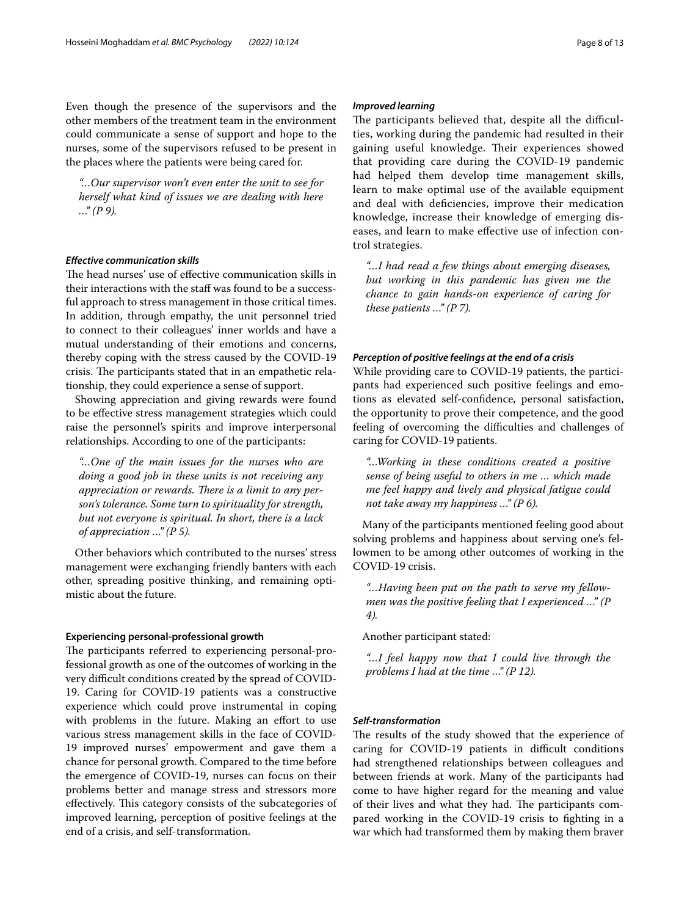Even though the presence of the supervisors and the other members of the treatment team in the environment could communicate a sense of support and hope to the nurses, some of the supervisors refused to be present in the places where the patients were being cared for.

> *"...Our supervisor won't even enter the unit to see for herself what kind of issues we are dealing with here ..." (P 9).*

#### *Effective communication skills*

The head nurses' use of effective communication skills in their interactions with the staff was found to be a successful approach to stress management in those critical times. In addition, through empathy, the unit personnel tried to connect to their colleagues' inner worlds and have a mutual understanding of their emotions and concerns, thereby coping with the stress caused by the COVID-19 crisis. The participants stated that in an empathetic relationship, they could experience a sense of support.

Showing appreciation and giving rewards were found to be effective stress management strategies which could raise the personnel's spirits and improve interpersonal relationships. According to one of the participants:

> *"...One of the main issues for the nurses who are doing a good job in these units is not receiving any appreciation or rewards. There is a limit to any person's tolerance. Some turn to spirituality for strength, but not everyone is spiritual. In short, there is a lack of appreciation ..." (P 5).*

Other behaviors which contributed to the nurses' stress management were exchanging friendly banters with each other, spreading positive thinking, and remaining optimistic about the future.

### **Experiencing personal-professional growth**

The participants referred to experiencing personal-professional growth as one of the outcomes of working in the very difficult conditions created by the spread of COVID-19. Caring for COVID-19 patients was a constructive experience which could prove instrumental in coping with problems in the future. Making an effort to use various stress management skills in the face of COVID-19 improved nurses' empowerment and gave them a chance for personal growth. Compared to the time before the emergence of COVID-19, nurses can focus on their problems better and manage stress and stressors more effectively. This category consists of the subcategories of improved learning, perception of positive feelings at the end of a crisis, and self-transformation.

#### *Improved learning*

The participants believed that, despite all the difficulties, working during the pandemic had resulted in their gaining useful knowledge. Their experiences showed that providing care during the COVID-19 pandemic had helped them develop time management skills, learn to make optimal use of the available equipment and deal with deficiencies, improve their medication knowledge, increase their knowledge of emerging diseases, and learn to make effective use of infection control strategies.

> *"...I had read a few things about emerging diseases, but working in this pandemic has given me the chance to gain hands-on experience of caring for these patients ..." (P 7).*

#### *Perception of positive feelings at the end of a crisis*

While providing care to COVID-19 patients, the participants had experienced such positive feelings and emotions as elevated self-confidence, personal satisfaction, the opportunity to prove their competence, and the good feeling of overcoming the difficulties and challenges of caring for COVID-19 patients.

> *"...Working in these conditions created a positive sense of being useful to others in me ... which made me feel happy and lively and physical fatigue could not take away my happiness ..." (P 6).*

Many of the participants mentioned feeling good about solving problems and happiness about serving one's fellowmen to be among other outcomes of working in the COVID-19 crisis.

> *"...Having been put on the path to serve my fellowmen was the positive feeling that I experienced ..." (P 4).*

Another participant stated:

> *"...I feel happy now that I could live through the problems I had at the time ..." (P 12).*

#### *Self-transformation*

The results of the study showed that the experience of caring for COVID-19 patients in difficult conditions had strengthened relationships between colleagues and between friends at work. Many of the participants had come to have higher regard for the meaning and value of their lives and what they had. The participants compared working in the COVID-19 crisis to fighting in a war which had transformed them by making them braver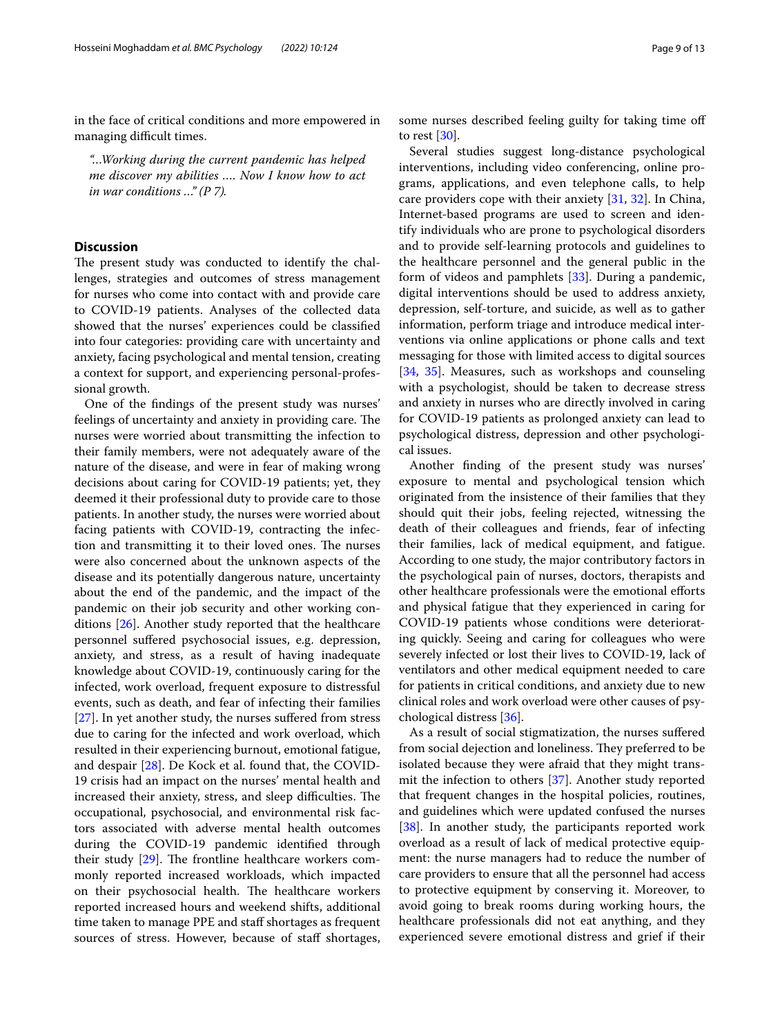in the face of critical conditions and more empowered in managing difficult times.

*"...Working during the current pandemic has helped me discover my abilities .... Now I know how to act in war conditions ..." (P 7).*

## Discussion

The present study was conducted to identify the challenges, strategies and outcomes of stress management for nurses who come into contact with and provide care to COVID-19 patients. Analyses of the collected data showed that the nurses' experiences could be classified into four categories: providing care with uncertainty and anxiety, facing psychological and mental tension, creating a context for support, and experiencing personal-professional growth.

One of the findings of the present study was nurses' feelings of uncertainty and anxiety in providing care. The nurses were worried about transmitting the infection to their family members, were not adequately aware of the nature of the disease, and were in fear of making wrong decisions about caring for COVID-19 patients; yet, they deemed it their professional duty to provide care to those patients. In another study, the nurses were worried about facing patients with COVID-19, contracting the infection and transmitting it to their loved ones. The nurses were also concerned about the unknown aspects of the disease and its potentially dangerous nature, uncertainty about the end of the pandemic, and the impact of the pandemic on their job security and other working conditions [26]. Another study reported that the healthcare personnel suffered psychosocial issues, e.g. depression, anxiety, and stress, as a result of having inadequate knowledge about COVID-19, continuously caring for the infected, work overload, frequent exposure to distressful events, such as death, and fear of infecting their families [27]. In yet another study, the nurses suffered from stress due to caring for the infected and work overload, which resulted in their experiencing burnout, emotional fatigue, and despair [28]. De Kock et al. found that, the COVID-19 crisis had an impact on the nurses' mental health and increased their anxiety, stress, and sleep difficulties. The occupational, psychosocial, and environmental risk factors associated with adverse mental health outcomes during the COVID-19 pandemic identified through their study [29]. The frontline healthcare workers commonly reported increased workloads, which impacted on their psychosocial health. The healthcare workers reported increased hours and weekend shifts, additional time taken to manage PPE and staff shortages as frequent sources of stress. However, because of staff shortages, some nurses described feeling guilty for taking time off to rest [30].

Several studies suggest long-distance psychological interventions, including video conferencing, online programs, applications, and even telephone calls, to help care providers cope with their anxiety [31, 32]. In China, Internet-based programs are used to screen and identify individuals who are prone to psychological disorders and to provide self-learning protocols and guidelines to the healthcare personnel and the general public in the form of videos and pamphlets [33]. During a pandemic, digital interventions should be used to address anxiety, depression, self-torture, and suicide, as well as to gather information, perform triage and introduce medical interventions via online applications or phone calls and text messaging for those with limited access to digital sources [34, 35]. Measures, such as workshops and counseling with a psychologist, should be taken to decrease stress and anxiety in nurses who are directly involved in caring for COVID-19 patients as prolonged anxiety can lead to psychological distress, depression and other psychological issues.

Another finding of the present study was nurses' exposure to mental and psychological tension which originated from the insistence of their families that they should quit their jobs, feeling rejected, witnessing the death of their colleagues and friends, fear of infecting their families, lack of medical equipment, and fatigue. According to one study, the major contributory factors in the psychological pain of nurses, doctors, therapists and other healthcare professionals were the emotional efforts and physical fatigue that they experienced in caring for COVID-19 patients whose conditions were deteriorating quickly. Seeing and caring for colleagues who were severely infected or lost their lives to COVID-19, lack of ventilators and other medical equipment needed to care for patients in critical conditions, and anxiety due to new clinical roles and work overload were other causes of psychological distress [36].

As a result of social stigmatization, the nurses suffered from social dejection and loneliness. They preferred to be isolated because they were afraid that they might transmit the infection to others [37]. Another study reported that frequent changes in the hospital policies, routines, and guidelines which were updated confused the nurses [38]. In another study, the participants reported work overload as a result of lack of medical protective equipment: the nurse managers had to reduce the number of care providers to ensure that all the personnel had access to protective equipment by conserving it. Moreover, to avoid going to break rooms during working hours, the healthcare professionals did not eat anything, and they experienced severe emotional distress and grief if their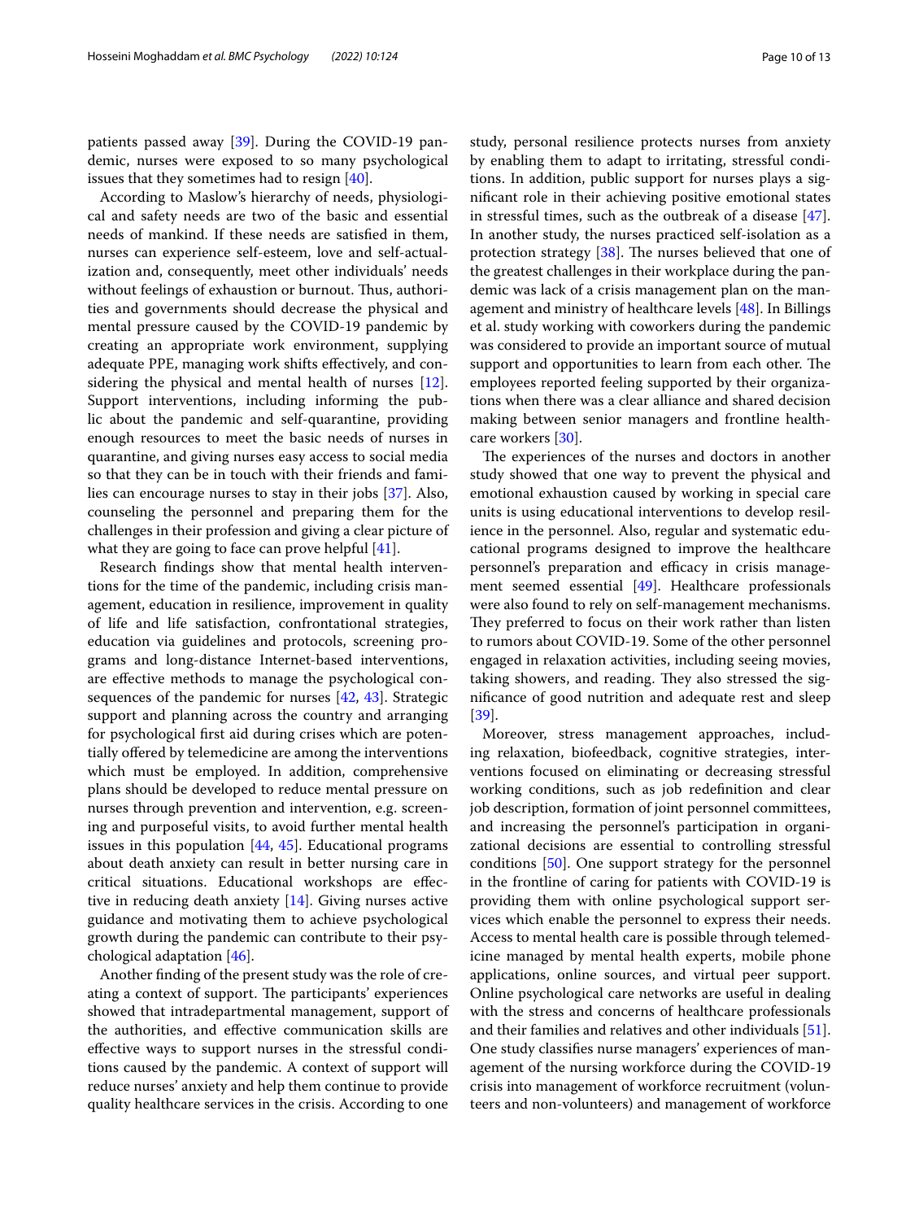patients passed away [39]. During the COVID-19 pandemic, nurses were exposed to so many psychological issues that they sometimes had to resign [40].

According to Maslow's hierarchy of needs, physiological and safety needs are two of the basic and essential needs of mankind. If these needs are satisfied in them, nurses can experience self-esteem, love and self-actualization and, consequently, meet other individuals' needs without feelings of exhaustion or burnout. Thus, authorities and governments should decrease the physical and mental pressure caused by the COVID-19 pandemic by creating an appropriate work environment, supplying adequate PPE, managing work shifts effectively, and considering the physical and mental health of nurses [12]. Support interventions, including informing the public about the pandemic and self-quarantine, providing enough resources to meet the basic needs of nurses in quarantine, and giving nurses easy access to social media so that they can be in touch with their friends and families can encourage nurses to stay in their jobs [37]. Also, counseling the personnel and preparing them for the challenges in their profession and giving a clear picture of what they are going to face can prove helpful [41].

Research findings show that mental health interventions for the time of the pandemic, including crisis management, education in resilience, improvement in quality of life and life satisfaction, confrontational strategies, education via guidelines and protocols, screening programs and long-distance Internet-based interventions, are effective methods to manage the psychological consequences of the pandemic for nurses [42, 43]. Strategic support and planning across the country and arranging for psychological first aid during crises which are potentially offered by telemedicine are among the interventions which must be employed. In addition, comprehensive plans should be developed to reduce mental pressure on nurses through prevention and intervention, e.g. screening and purposeful visits, to avoid further mental health issues in this population [44, 45]. Educational programs about death anxiety can result in better nursing care in critical situations. Educational workshops are effective in reducing death anxiety [14]. Giving nurses active guidance and motivating them to achieve psychological growth during the pandemic can contribute to their psychological adaptation [46].

Another finding of the present study was the role of creating a context of support. The participants' experiences showed that intradepartmental management, support of the authorities, and effective communication skills are effective ways to support nurses in the stressful conditions caused by the pandemic. A context of support will reduce nurses' anxiety and help them continue to provide quality healthcare services in the crisis. According to one study, personal resilience protects nurses from anxiety by enabling them to adapt to irritating, stressful conditions. In addition, public support for nurses plays a significant role in their achieving positive emotional states in stressful times, such as the outbreak of a disease [47]. In another study, the nurses practiced self-isolation as a protection strategy [38]. The nurses believed that one of the greatest challenges in their workplace during the pandemic was lack of a crisis management plan on the management and ministry of healthcare levels [48]. In Billings et al. study working with coworkers during the pandemic was considered to provide an important source of mutual support and opportunities to learn from each other. The employees reported feeling supported by their organizations when there was a clear alliance and shared decision making between senior managers and frontline healthcare workers [30].

The experiences of the nurses and doctors in another study showed that one way to prevent the physical and emotional exhaustion caused by working in special care units is using educational interventions to develop resilience in the personnel. Also, regular and systematic educational programs designed to improve the healthcare personnel's preparation and efficacy in crisis management seemed essential [49]. Healthcare professionals were also found to rely on self-management mechanisms. They preferred to focus on their work rather than listen to rumors about COVID-19. Some of the other personnel engaged in relaxation activities, including seeing movies, taking showers, and reading. They also stressed the significance of good nutrition and adequate rest and sleep [39].

Moreover, stress management approaches, including relaxation, biofeedback, cognitive strategies, interventions focused on eliminating or decreasing stressful working conditions, such as job redefinition and clear job description, formation of joint personnel committees, and increasing the personnel's participation in organizational decisions are essential to controlling stressful conditions [50]. One support strategy for the personnel in the frontline of caring for patients with COVID-19 is providing them with online psychological support services which enable the personnel to express their needs. Access to mental health care is possible through telemedicine managed by mental health experts, mobile phone applications, online sources, and virtual peer support. Online psychological care networks are useful in dealing with the stress and concerns of healthcare professionals and their families and relatives and other individuals [51]. One study classifies nurse managers' experiences of management of the nursing workforce during the COVID-19 crisis into management of workforce recruitment (volunteers and non-volunteers) and management of workforce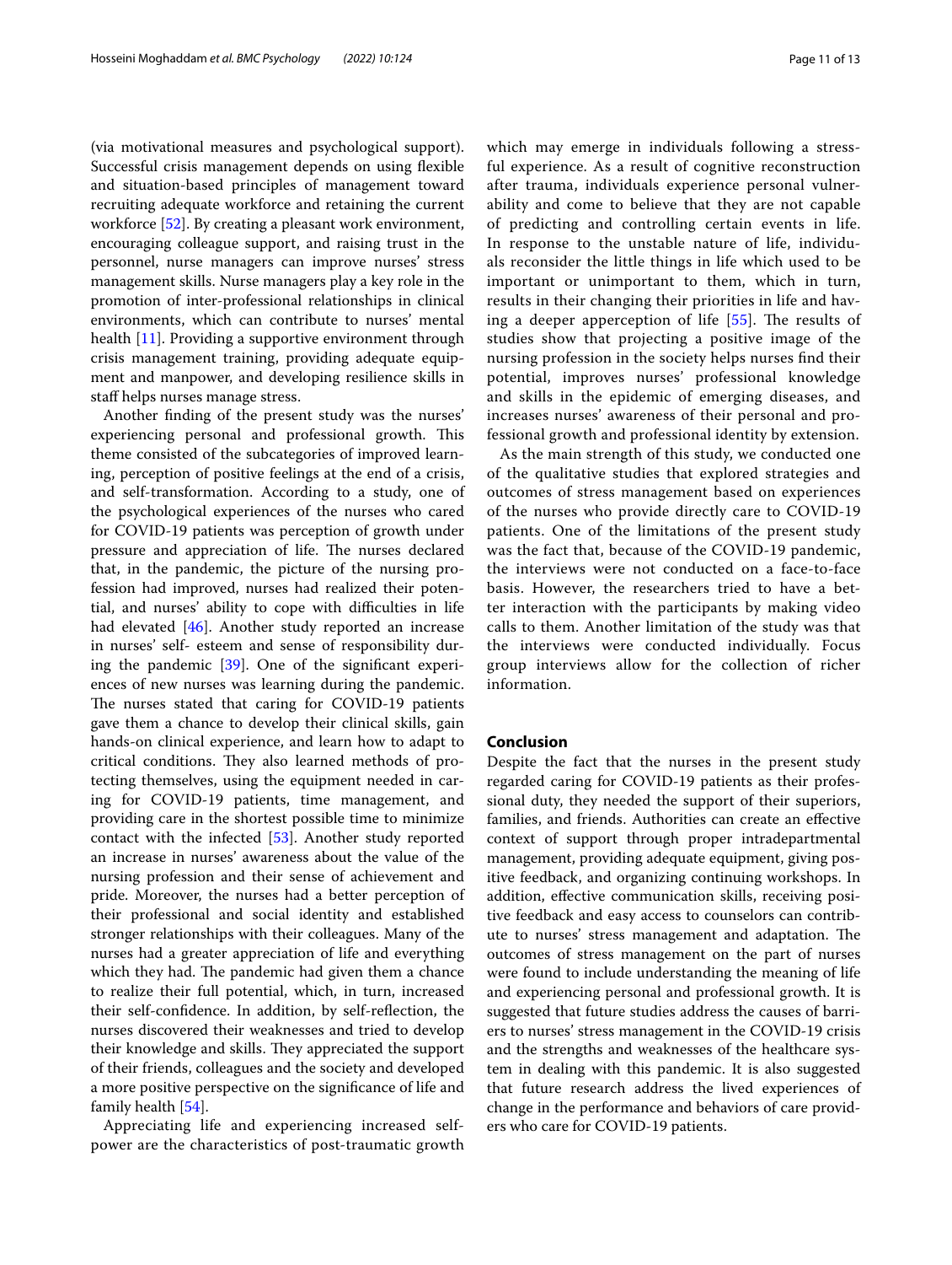(via motivational measures and psychological support). Successful crisis management depends on using flexible and situation-based principles of management toward recruiting adequate workforce and retaining the current workforce [52]. By creating a pleasant work environment, encouraging colleague support, and raising trust in the personnel, nurse managers can improve nurses' stress management skills. Nurse managers play a key role in the promotion of inter-professional relationships in clinical environments, which can contribute to nurses' mental health [11]. Providing a supportive environment through crisis management training, providing adequate equipment and manpower, and developing resilience skills in staff helps nurses manage stress.

Another finding of the present study was the nurses' experiencing personal and professional growth. This theme consisted of the subcategories of improved learning, perception of positive feelings at the end of a crisis, and self-transformation. According to a study, one of the psychological experiences of the nurses who cared for COVID-19 patients was perception of growth under pressure and appreciation of life. The nurses declared that, in the pandemic, the picture of the nursing profession had improved, nurses had realized their potential, and nurses' ability to cope with difficulties in life had elevated [46]. Another study reported an increase in nurses' self- esteem and sense of responsibility during the pandemic [39]. One of the significant experiences of new nurses was learning during the pandemic. The nurses stated that caring for COVID-19 patients gave them a chance to develop their clinical skills, gain hands-on clinical experience, and learn how to adapt to critical conditions. They also learned methods of protecting themselves, using the equipment needed in caring for COVID-19 patients, time management, and providing care in the shortest possible time to minimize contact with the infected [53]. Another study reported an increase in nurses' awareness about the value of the nursing profession and their sense of achievement and pride. Moreover, the nurses had a better perception of their professional and social identity and established stronger relationships with their colleagues. Many of the nurses had a greater appreciation of life and everything which they had. The pandemic had given them a chance to realize their full potential, which, in turn, increased their self-confidence. In addition, by self-reflection, the nurses discovered their weaknesses and tried to develop their knowledge and skills. They appreciated the support of their friends, colleagues and the society and developed a more positive perspective on the significance of life and family health [54].

Appreciating life and experiencing increased self-power are the characteristics of post-traumatic growth which may emerge in individuals following a stressful experience. As a result of cognitive reconstruction after trauma, individuals experience personal vulnerability and come to believe that they are not capable of predicting and controlling certain events in life. In response to the unstable nature of life, individuals reconsider the little things in life which used to be important or unimportant to them, which in turn, results in their changing their priorities in life and having a deeper apperception of life [55]. The results of studies show that projecting a positive image of the nursing profession in the society helps nurses find their potential, improves nurses' professional knowledge and skills in the epidemic of emerging diseases, and increases nurses' awareness of their personal and professional growth and professional identity by extension.

As the main strength of this study, we conducted one of the qualitative studies that explored strategies and outcomes of stress management based on experiences of the nurses who provide directly care to COVID-19 patients. One of the limitations of the present study was the fact that, because of the COVID-19 pandemic, the interviews were not conducted on a face-to-face basis. However, the researchers tried to have a better interaction with the participants by making video calls to them. Another limitation of the study was that the interviews were conducted individually. Focus group interviews allow for the collection of richer information.

## Conclusion

Despite the fact that the nurses in the present study regarded caring for COVID-19 patients as their professional duty, they needed the support of their superiors, families, and friends. Authorities can create an effective context of support through proper intradepartmental management, providing adequate equipment, giving positive feedback, and organizing continuing workshops. In addition, effective communication skills, receiving positive feedback and easy access to counselors can contribute to nurses' stress management and adaptation. The outcomes of stress management on the part of nurses were found to include understanding the meaning of life and experiencing personal and professional growth. It is suggested that future studies address the causes of barriers to nurses' stress management in the COVID-19 crisis and the strengths and weaknesses of the healthcare system in dealing with this pandemic. It is also suggested that future research address the lived experiences of change in the performance and behaviors of care providers who care for COVID-19 patients.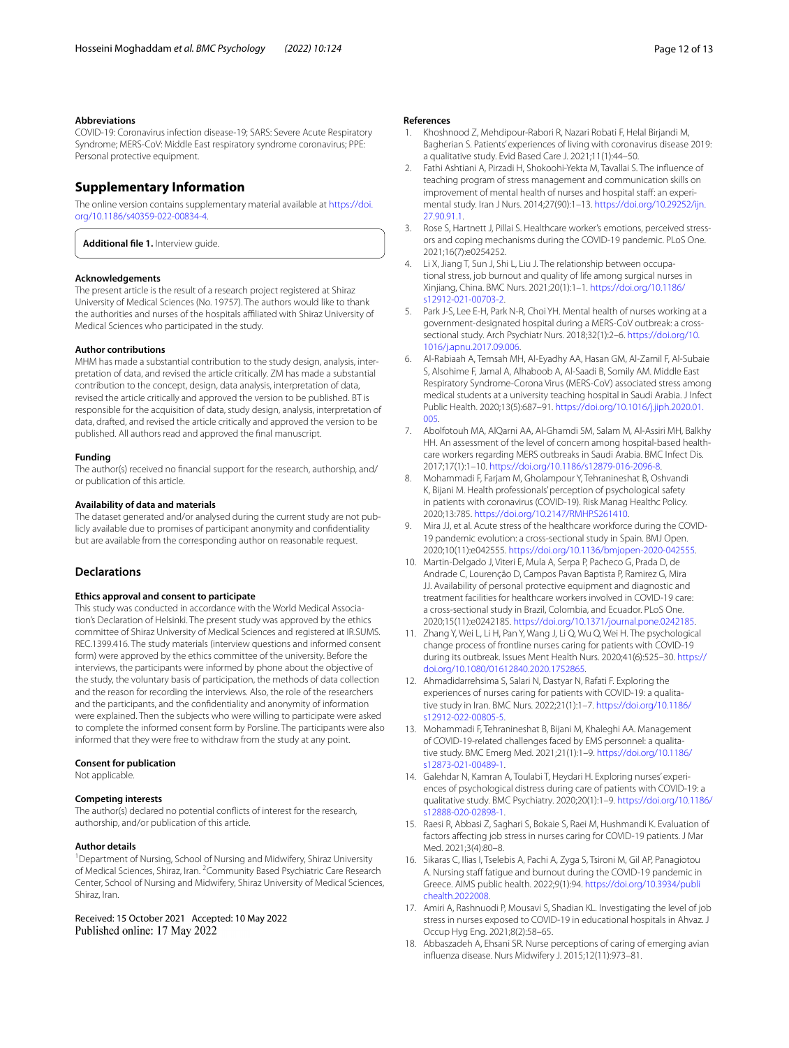### Abbreviations

COVID-19: Coronavirus infection disease-19; SARS: Severe Acute Respiratory Syndrome; MERS-CoV: Middle East respiratory syndrome coronavirus; PPE: Personal protective equipment.

## Supplementary Information

The online version contains supplementary material available at https://doi.org/10.1186/s40359-022-00834-4.

**Additional file 1.** Interview guide.

### Acknowledgements

The present article is the result of a research project registered at Shiraz University of Medical Sciences (No. 19757). The authors would like to thank the authorities and nurses of the hospitals affiliated with Shiraz University of Medical Sciences who participated in the study.

### Author contributions

MHM has made a substantial contribution to the study design, analysis, interpretation of data, and revised the article critically. ZM has made a substantial contribution to the concept, design, data analysis, interpretation of data, revised the article critically and approved the version to be published. BT is responsible for the acquisition of data, study design, analysis, interpretation of data, drafted, and revised the article critically and approved the version to be published. All authors read and approved the final manuscript.

### Funding

The author(s) received no financial support for the research, authorship, and/or publication of this article.

### Availability of data and materials

The dataset generated and/or analysed during the current study are not publicly available due to promises of participant anonymity and confidentiality but are available from the corresponding author on reasonable request.

## Declarations

### Ethics approval and consent to participate

This study was conducted in accordance with the World Medical Association's Declaration of Helsinki. The present study was approved by the ethics committee of Shiraz University of Medical Sciences and registered at IR.SUMS.REC.1399.416. The study materials (interview questions and informed consent form) were approved by the ethics committee of the university. Before the interviews, the participants were informed by phone about the objective of the study, the voluntary basis of participation, the methods of data collection and the reason for recording the interviews. Also, the role of the researchers and the participants, and the confidentiality and anonymity of information were explained. Then the subjects who were willing to participate were asked to complete the informed consent form by Porsline. The participants were also informed that they were free to withdraw from the study at any point.

### Consent for publication

Not applicable.

### Competing interests

The author(s) declared no potential conflicts of interest for the research, authorship, and/or publication of this article.

### Author details

[1]Department of Nursing, School of Nursing and Midwifery, Shiraz University of Medical Sciences, Shiraz, Iran. [2]Community Based Psychiatric Care Research Center, School of Nursing and Midwifery, Shiraz University of Medical Sciences, Shiraz, Iran.

Received: 15 October 2021 Accepted: 10 May 2022
Published online: 17 May 2022

### References

1. Khoshnood Z, Mehdipour-Rabori R, Nazari Robati F, Helal Birjandi M, Bagherian S. Patients' experiences of living with coronavirus disease 2019: a qualitative study. Evid Based Care J. 2021;11(1):44–50.
2. Fathi Ashtiani A, Pirzadi H, Shokoohi-Yekta M, Tavallai S. The influence of teaching program of stress management and communication skills on improvement of mental health of nurses and hospital staff: an experimental study. Iran J Nurs. 2014;27(90):1–13. https://doi.org/10.29252/ijn.27.90.91.1.
3. Rose S, Hartnett J, Pillai S. Healthcare worker's emotions, perceived stressors and coping mechanisms during the COVID-19 pandemic. PLoS One. 2021;16(7):e0254252.
4. Li X, Jiang T, Sun J, Shi L, Liu J. The relationship between occupational stress, job burnout and quality of life among surgical nurses in Xinjiang, China. BMC Nurs. 2021;20(1):1–1. https://doi.org/10.1186/s12912-021-00703-2.
5. Park J-S, Lee E-H, Park N-R, Choi YH. Mental health of nurses working at a government-designated hospital during a MERS-CoV outbreak: a cross-sectional study. Arch Psychiatr Nurs. 2018;32(1):2–6. https://doi.org/10.1016/j.apnu.2017.09.006.
6. Al-Rabiaah A, Temsah MH, Al-Eyadhy AA, Hasan GM, Al-Zamil F, Al-Subaie S, Alsohime F, Jamal A, Alhaboob A, Al-Saadi B, Somily AM. Middle East Respiratory Syndrome-Corona Virus (MERS-CoV) associated stress among medical students at a university teaching hospital in Saudi Arabia. J Infect Public Health. 2020;13(5):687–91. https://doi.org/10.1016/j.jiph.2020.01.005.
7. Abolfotouh MA, AlQarni AA, Al-Ghamdi SM, Salam M, Al-Assiri MH, Balkhy HH. An assessment of the level of concern among hospital-based healthcare workers regarding MERS outbreaks in Saudi Arabia. BMC Infect Dis. 2017;17(1):1–10. https://doi.org/10.1186/s12879-016-2096-8.
8. Mohammadi F, Farjam M, Gholampour Y, Tehranineshat B, Oshvandi K, Bijani M. Health professionals' perception of psychological safety in patients with coronavirus (COVID-19). Risk Manag Healthc Policy. 2020;13:785. https://doi.org/10.2147/RMHP.S261410.
9. Mira JJ, et al. Acute stress of the healthcare workforce during the COVID-19 pandemic evolution: a cross-sectional study in Spain. BMJ Open. 2020;10(11):e042555. https://doi.org/10.1136/bmjopen-2020-042555.
10. Martin-Delgado J, Viteri E, Mula A, Serpa P, Pacheco G, Prada D, de Andrade C, Lourenção D, Campos Pavan Baptista P, Ramirez G, Mira JJ. Availability of personal protective equipment and diagnostic and treatment facilities for healthcare workers involved in COVID-19 care: a cross-sectional study in Brazil, Colombia, and Ecuador. PLoS One. 2020;15(11):e0242185. https://doi.org/10.1371/journal.pone.0242185.
11. Zhang Y, Wei L, Li H, Pan Y, Wang J, Li Q, Wu Q, Wei H. The psychological change process of frontline nurses caring for patients with COVID-19 during its outbreak. Issues Ment Health Nurs. 2020;41(6):525–30. https://doi.org/10.1080/01612840.2020.1752865.
12. Ahmadidarrehsima S, Salari N, Dastyar N, Rafati F. Exploring the experiences of nurses caring for patients with COVID-19: a qualitative study in Iran. BMC Nurs. 2022;21(1):1–7. https://doi.org/10.1186/s12912-022-00805-5.
13. Mohammadi F, Tehranineshat B, Bijani M, Khaleghi AA. Management of COVID-19-related challenges faced by EMS personnel: a qualitative study. BMC Emerg Med. 2021;21(1):1–9. https://doi.org/10.1186/s12873-021-00489-1.
14. Galehdar N, Kamran A, Toulabi T, Heydari H. Exploring nurses' experiences of psychological distress during care of patients with COVID-19: a qualitative study. BMC Psychiatry. 2020;20(1):1–9. https://doi.org/10.1186/s12888-020-02898-1.
15. Raesi R, Abbasi Z, Saghari S, Bokaie S, Raei M, Hushmandi K. Evaluation of factors affecting job stress in nurses caring for COVID-19 patients. J Mar Med. 2021;3(4):80–8.
16. Sikaras C, Ilias I, Tselebis A, Pachi A, Zyga S, Tsironi M, Gil AP, Panagiotou A. Nursing staff fatigue and burnout during the COVID-19 pandemic in Greece. AIMS public health. 2022;9(1):94. https://doi.org/10.3934/publichealth.2022008.
17. Amiri A, Rashnuodi P, Mousavi S, Shadian KL. Investigating the level of job stress in nurses exposed to COVID-19 in educational hospitals in Ahvaz. J Occup Hyg Eng. 2021;8(2):58–65.
18. Abbaszadeh A, Ehsani SR. Nurse perceptions of caring of emerging avian influenza disease. Nurs Midwifery J. 2015;12(11):973–81.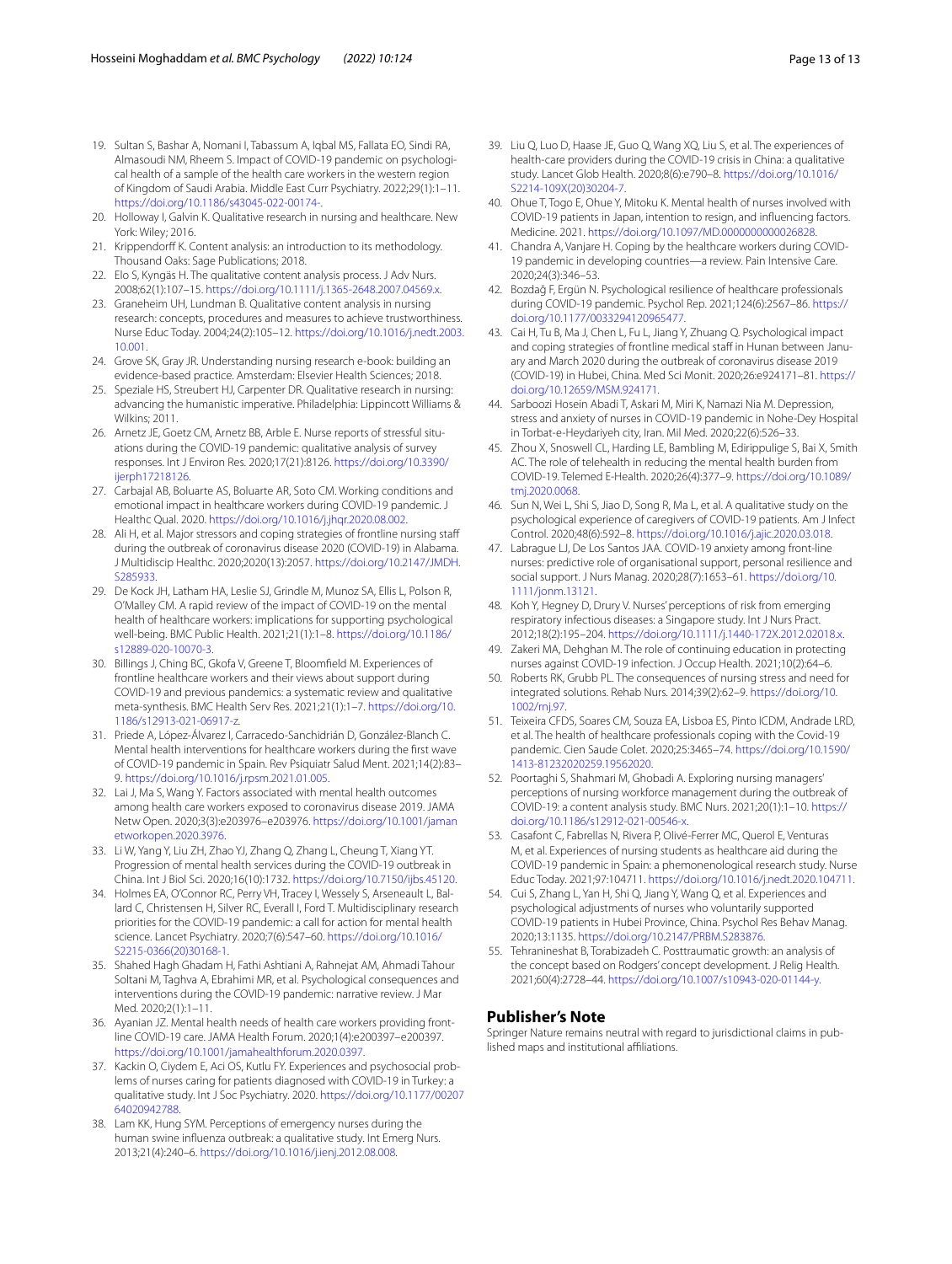19. Sultan S, Bashar A, Nomani I, Tabassum A, Iqbal MS, Fallata EO, Sindi RA, Almasoudi NM, Rheem S. Impact of COVID-19 pandemic on psychological health of a sample of the health care workers in the western region of Kingdom of Saudi Arabia. Middle East Curr Psychiatry. 2022;29(1):1–11. https://doi.org/10.1186/s43045-022-00174-.
20. Holloway I, Galvin K. Qualitative research in nursing and healthcare. New York: Wiley; 2016.
21. Krippendorff K. Content analysis: an introduction to its methodology. Thousand Oaks: Sage Publications; 2018.
22. Elo S, Kyngäs H. The qualitative content analysis process. J Adv Nurs. 2008;62(1):107–15. https://doi.org/10.1111/j.1365-2648.2007.04569.x.
23. Graneheim UH, Lundman B. Qualitative content analysis in nursing research: concepts, procedures and measures to achieve trustworthiness. Nurse Educ Today. 2004;24(2):105–12. https://doi.org/10.1016/j.nedt.2003.10.001.
24. Grove SK, Gray JR. Understanding nursing research e-book: building an evidence-based practice. Amsterdam: Elsevier Health Sciences; 2018.
25. Speziale HS, Streubert HJ, Carpenter DR. Qualitative research in nursing: advancing the humanistic imperative. Philadelphia: Lippincott Williams & Wilkins; 2011.
26. Arnetz JE, Goetz CM, Arnetz BB, Arble E. Nurse reports of stressful situations during the COVID-19 pandemic: qualitative analysis of survey responses. Int J Environ Res. 2020;17(21):8126. https://doi.org/10.3390/ijerph17218126.
27. Carbajal AB, Boluarte AS, Boluarte AR, Soto CM. Working conditions and emotional impact in healthcare workers during COVID-19 pandemic. J Healthc Qual. 2020. https://doi.org/10.1016/j.jhqr.2020.08.002.
28. Ali H, et al. Major stressors and coping strategies of frontline nursing staff during the outbreak of coronavirus disease 2020 (COVID-19) in Alabama. J Multidiscip Healthc. 2020;2020(13):2057. https://doi.org/10.2147/JMDH.S285933.
29. De Kock JH, Latham HA, Leslie SJ, Grindle M, Munoz SA, Ellis L, Polson R, O'Malley CM. A rapid review of the impact of COVID-19 on the mental health of healthcare workers: implications for supporting psychological well-being. BMC Public Health. 2021;21(1):1–8. https://doi.org/10.1186/s12889-020-10070-3.
30. Billings J, Ching BC, Gkofa V, Greene T, Bloomfield M. Experiences of frontline healthcare workers and their views about support during COVID-19 and previous pandemics: a systematic review and qualitative meta-synthesis. BMC Health Serv Res. 2021;21(1):1–7. https://doi.org/10.1186/s12913-021-06917-z.
31. Priede A, López-Álvarez I, Carracedo-Sanchidrián D, González-Blanch C. Mental health interventions for healthcare workers during the first wave of COVID-19 pandemic in Spain. Rev Psiquiatr Salud Ment. 2021;14(2):83–9. https://doi.org/10.1016/j.rpsm.2021.01.005.
32. Lai J, Ma S, Wang Y. Factors associated with mental health outcomes among health care workers exposed to coronavirus disease 2019. JAMA Netw Open. 2020;3(3):e203976–e203976. https://doi.org/10.1001/jamanetworkopen.2020.3976.
33. Li W, Yang Y, Liu ZH, Zhao YJ, Zhang Q, Zhang L, Cheung T, Xiang YT. Progression of mental health services during the COVID-19 outbreak in China. Int J Biol Sci. 2020;16(10):1732. https://doi.org/10.7150/ijbs.45120.
34. Holmes EA, O'Connor RC, Perry VH, Tracey I, Wessely S, Arseneault L, Ballard C, Christensen H, Silver RC, Everall I, Ford T. Multidisciplinary research priorities for the COVID-19 pandemic: a call for action for mental health science. Lancet Psychiatry. 2020;7(6):547–60. https://doi.org/10.1016/S2215-0366(20)30168-1.
35. Shahed Hagh Ghadam H, Fathi Ashtiani A, Rahnejat AM, Ahmadi Tahour Soltani M, Taghva A, Ebrahimi MR, et al. Psychological consequences and interventions during the COVID-19 pandemic: narrative review. J Mar Med. 2020;2(1):1–11.
36. Ayanian JZ. Mental health needs of health care workers providing frontline COVID-19 care. JAMA Health Forum. 2020;1(4):e200397–e200397. https://doi.org/10.1001/jamahealthforum.2020.0397.
37. Kackin O, Ciydem E, Aci OS, Kutlu FY. Experiences and psychosocial problems of nurses caring for patients diagnosed with COVID-19 in Turkey: a qualitative study. Int J Soc Psychiatry. 2020. https://doi.org/10.1177/0020764020942788.
38. Lam KK, Hung SYM. Perceptions of emergency nurses during the human swine influenza outbreak: a qualitative study. Int Emerg Nurs. 2013;21(4):240–6. https://doi.org/10.1016/j.ienj.2012.08.008.
39. Liu Q, Luo D, Haase JE, Guo Q, Wang XQ, Liu S, et al. The experiences of health-care providers during the COVID-19 crisis in China: a qualitative study. Lancet Glob Health. 2020;8(6):e790–8. https://doi.org/10.1016/S2214-109X(20)30204-7.
40. Ohue T, Togo E, Ohue Y, Mitoku K. Mental health of nurses involved with COVID-19 patients in Japan, intention to resign, and influencing factors. Medicine. 2021. https://doi.org/10.1097/MD.0000000000026828.
41. Chandra A, Vanjare H. Coping by the healthcare workers during COVID-19 pandemic in developing countries—a review. Pain Intensive Care. 2020;24(3):346–53.
42. Bozdağ F, Ergün N. Psychological resilience of healthcare professionals during COVID-19 pandemic. Psychol Rep. 2021;124(6):2567–86. https://doi.org/10.1177/0033294120965477.
43. Cai H, Tu B, Ma J, Chen L, Fu L, Jiang Y, Zhuang Q. Psychological impact and coping strategies of frontline medical staff in Hunan between January and March 2020 during the outbreak of coronavirus disease 2019 (COVID-19) in Hubei, China. Med Sci Monit. 2020;26:e924171–81. https://doi.org/10.12659/MSM.924171.
44. Sarboozi Hosein Abadi T, Askari M, Miri K, Namazi Nia M. Depression, stress and anxiety of nurses in COVID-19 pandemic in Nohe-Dey Hospital in Torbat-e-Heydariyeh city, Iran. Mil Med. 2020;22(6):526–33.
45. Zhou X, Snoswell CL, Harding LE, Bambling M, Edirippulige S, Bai X, Smith AC. The role of telehealth in reducing the mental health burden from COVID-19. Telemed E-Health. 2020;26(4):377–9. https://doi.org/10.1089/tmj.2020.0068.
46. Sun N, Wei L, Shi S, Jiao D, Song R, Ma L, et al. A qualitative study on the psychological experience of caregivers of COVID-19 patients. Am J Infect Control. 2020;48(6):592–8. https://doi.org/10.1016/j.ajic.2020.03.018.
47. Labrague LJ, De Los Santos JAA. COVID-19 anxiety among front-line nurses: predictive role of organisational support, personal resilience and social support. J Nurs Manag. 2020;28(7):1653–61. https://doi.org/10.1111/jonm.13121.
48. Koh Y, Hegney D, Drury V. Nurses' perceptions of risk from emerging respiratory infectious diseases: a Singapore study. Int J Nurs Pract. 2012;18(2):195–204. https://doi.org/10.1111/j.1440-172X.2012.02018.x.
49. Zakeri MA, Dehghan M. The role of continuing education in protecting nurses against COVID-19 infection. J Occup Health. 2021;10(2):64–6.
50. Roberts RK, Grubb PL. The consequences of nursing stress and need for integrated solutions. Rehab Nurs. 2014;39(2):62–9. https://doi.org/10.1002/rnj.97.
51. Teixeira CFDS, Soares CM, Souza EA, Lisboa ES, Pinto ICDM, Andrade LRD, et al. The health of healthcare professionals coping with the Covid-19 pandemic. Cien Saude Colet. 2020;25:3465–74. https://doi.org/10.1590/1413-81232020259.19562020.
52. Poortaghi S, Shahmari M, Ghobadi A. Exploring nursing managers' perceptions of nursing workforce management during the outbreak of COVID-19: a content analysis study. BMC Nurs. 2021;20(1):1–10. https://doi.org/10.1186/s12912-021-00546-x.
53. Casafont C, Fabrellas N, Rivera P, Olivé-Ferrer MC, Querol E, Venturas M, et al. Experiences of nursing students as healthcare aid during the COVID-19 pandemic in Spain: a phemonenological research study. Nurse Educ Today. 2021;97:104711. https://doi.org/10.1016/j.nedt.2020.104711.
54. Cui S, Zhang L, Yan H, Shi Q, Jiang Y, Wang Q, et al. Experiences and psychological adjustments of nurses who voluntarily supported COVID-19 patients in Hubei Province, China. Psychol Res Behav Manag. 2020;13:1135. https://doi.org/10.2147/PRBM.S283876.
55. Tehranineshat B, Torabizadeh C. Posttraumatic growth: an analysis of the concept based on Rodgers' concept development. J Relig Health. 2021;60(4):2728–44. https://doi.org/10.1007/s10943-020-01144-y.

## Publisher's Note

Springer Nature remains neutral with regard to jurisdictional claims in published maps and institutional affiliations.